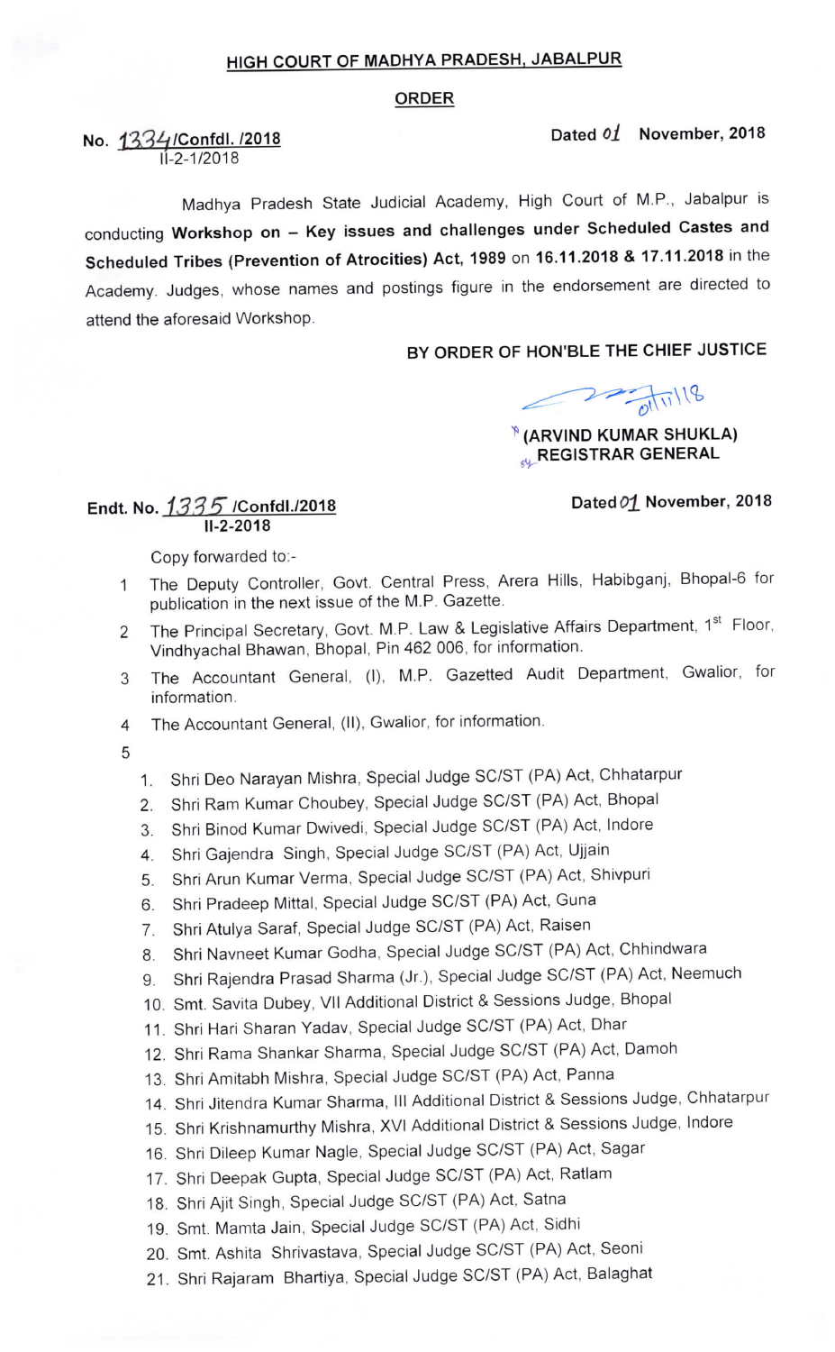## HIGH COURT OF MADHYA PRADESH, JABALPUR

## ORDER

No. 1334/Confdl. /2018 Dated 01 November, 2018
II-2-1/2018

Madhya Pradesh State Judicial Academy, High Court of M.P., Jabalpur is conducting **Workshop on – Key issues and challenges under Scheduled Castes and Scheduled Tribes (Prevention of Atrocities) Act, 1989** on **16.11.2018 & 17.11.2018** in the Academy. Judges, whose names and postings figure in the endorsement are directed to attend the aforesaid Workshop.

**BY ORDER OF HON'BLE THE CHIEF JUSTICE**

01/11/18

**(ARVIND KUMAR SHUKLA)**
**REGISTRAR GENERAL**

**Endt. No. 1335 /Confdl./2018** **Dated 01 November, 2018**
**II-2-2018**

Copy forwarded to:-

1. The Deputy Controller, Govt. Central Press, Arera Hills, Habibganj, Bhopal-6 for publication in the next issue of the M.P. Gazette.
2. The Principal Secretary, Govt. M.P. Law & Legislative Affairs Department, 1st Floor, Vindhyachal Bhawan, Bhopal, Pin 462 006, for information.
3. The Accountant General, (I), M.P. Gazetted Audit Department, Gwalior, for information.
4. The Accountant General, (II), Gwalior, for information.
5. 
   1. Shri Deo Narayan Mishra, Special Judge SC/ST (PA) Act, Chhatarpur
   2. Shri Ram Kumar Choubey, Special Judge SC/ST (PA) Act, Bhopal
   3. Shri Binod Kumar Dwivedi, Special Judge SC/ST (PA) Act, Indore
   4. Shri Gajendra Singh, Special Judge SC/ST (PA) Act, Ujjain
   5. Shri Arun Kumar Verma, Special Judge SC/ST (PA) Act, Shivpuri
   6. Shri Pradeep Mittal, Special Judge SC/ST (PA) Act, Guna
   7. Shri Atulya Saraf, Special Judge SC/ST (PA) Act, Raisen
   8. Shri Navneet Kumar Godha, Special Judge SC/ST (PA) Act, Chhindwara
   9. Shri Rajendra Prasad Sharma (Jr.), Special Judge SC/ST (PA) Act, Neemuch
   10. Smt. Savita Dubey, VII Additional District & Sessions Judge, Bhopal
   11. Shri Hari Sharan Yadav, Special Judge SC/ST (PA) Act, Dhar
   12. Shri Rama Shankar Sharma, Special Judge SC/ST (PA) Act, Damoh
   13. Shri Amitabh Mishra, Special Judge SC/ST (PA) Act, Panna
   14. Shri Jitendra Kumar Sharma, III Additional District & Sessions Judge, Chhatarpur
   15. Shri Krishnamurthy Mishra, XVI Additional District & Sessions Judge, Indore
   16. Shri Dileep Kumar Nagle, Special Judge SC/ST (PA) Act, Sagar
   17. Shri Deepak Gupta, Special Judge SC/ST (PA) Act, Ratlam
   18. Shri Ajit Singh, Special Judge SC/ST (PA) Act, Satna
   19. Smt. Mamta Jain, Special Judge SC/ST (PA) Act, Sidhi
   20. Smt. Ashita Shrivastava, Special Judge SC/ST (PA) Act, Seoni
   21. Shri Rajaram Bhartiya, Special Judge SC/ST (PA) Act, Balaghat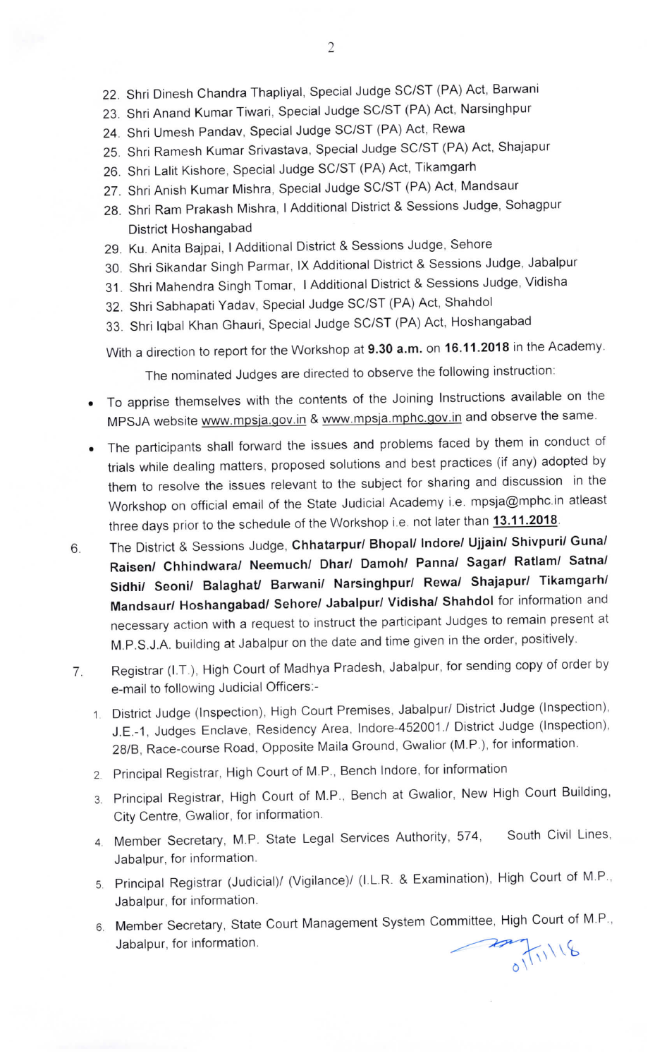22. Shri Dinesh Chandra Thapliyal, Special Judge SC/ST (PA) Act, Barwani
23. Shri Anand Kumar Tiwari, Special Judge SC/ST (PA) Act, Narsinghpur
24. Shri Umesh Pandav, Special Judge SC/ST (PA) Act, Rewa
25. Shri Ramesh Kumar Srivastava, Special Judge SC/ST (PA) Act, Shajapur
26. Shri Lalit Kishore, Special Judge SC/ST (PA) Act, Tikamgarh
27. Shri Anish Kumar Mishra, Special Judge SC/ST (PA) Act, Mandsaur
28. Shri Ram Prakash Mishra, I Additional District & Sessions Judge, Sohagpur District Hoshangabad
29. Ku. Anita Bajpai, I Additional District & Sessions Judge, Sehore
30. Shri Sikandar Singh Parmar, IX Additional District & Sessions Judge, Jabalpur
31. Shri Mahendra Singh Tomar, I Additional District & Sessions Judge, Vidisha
32. Shri Sabhapati Yadav, Special Judge SC/ST (PA) Act, Shahdol
33. Shri Iqbal Khan Ghauri, Special Judge SC/ST (PA) Act, Hoshangabad

With a direction to report for the Workshop at **9.30 a.m.** on **16.11.2018** in the Academy.

The nominated Judges are directed to observe the following instruction:

- To apprise themselves with the contents of the Joining Instructions available on the MPSJA website www.mpsja.gov.in & www.mpsja.mphc.gov.in and observe the same.
- The participants shall forward the issues and problems faced by them in conduct of trials while dealing matters, proposed solutions and best practices (if any) adopted by them to resolve the issues relevant to the subject for sharing and discussion in the Workshop on official email of the State Judicial Academy i.e. mpsja@mphc.in atleast three days prior to the schedule of the Workshop i.e. not later than **13.11.2018**.

6. The District & Sessions Judge, **Chhatarpur/ Bhopal/ Indore/ Ujjain/ Shivpuri/ Guna/ Raisen/ Chhindwara/ Neemuch/ Dhar/ Damoh/ Panna/ Sagar/ Ratlam/ Satna/ Sidhi/ Seoni/ Balaghat/ Barwani/ Narsinghpur/ Rewa/ Shajapur/ Tikamgarh/ Mandsaur/ Hoshangabad/ Sehore/ Jabalpur/ Vidisha/ Shahdol** for information and necessary action with a request to instruct the participant Judges to remain present at M.P.S.J.A. building at Jabalpur on the date and time given in the order, positively.

7. Registrar (I.T.), High Court of Madhya Pradesh, Jabalpur, for sending copy of order by e-mail to following Judicial Officers:-
   1. District Judge (Inspection), High Court Premises, Jabalpur/ District Judge (Inspection), J.E.-1, Judges Enclave, Residency Area, Indore-452001./ District Judge (Inspection), 28/B, Race-course Road, Opposite Maila Ground, Gwalior (M.P.), for information.
   2. Principal Registrar, High Court of M.P., Bench Indore, for information
   3. Principal Registrar, High Court of M.P., Bench at Gwalior, New High Court Building, City Centre, Gwalior, for information.
   4. Member Secretary, M.P. State Legal Services Authority, 574, South Civil Lines, Jabalpur, for information.
   5. Principal Registrar (Judicial)/ (Vigilance)/ (I.L.R. & Examination), High Court of M.P., Jabalpur, for information.
   6. Member Secretary, State Court Management System Committee, High Court of M.P., Jabalpur, for information.

01/11/18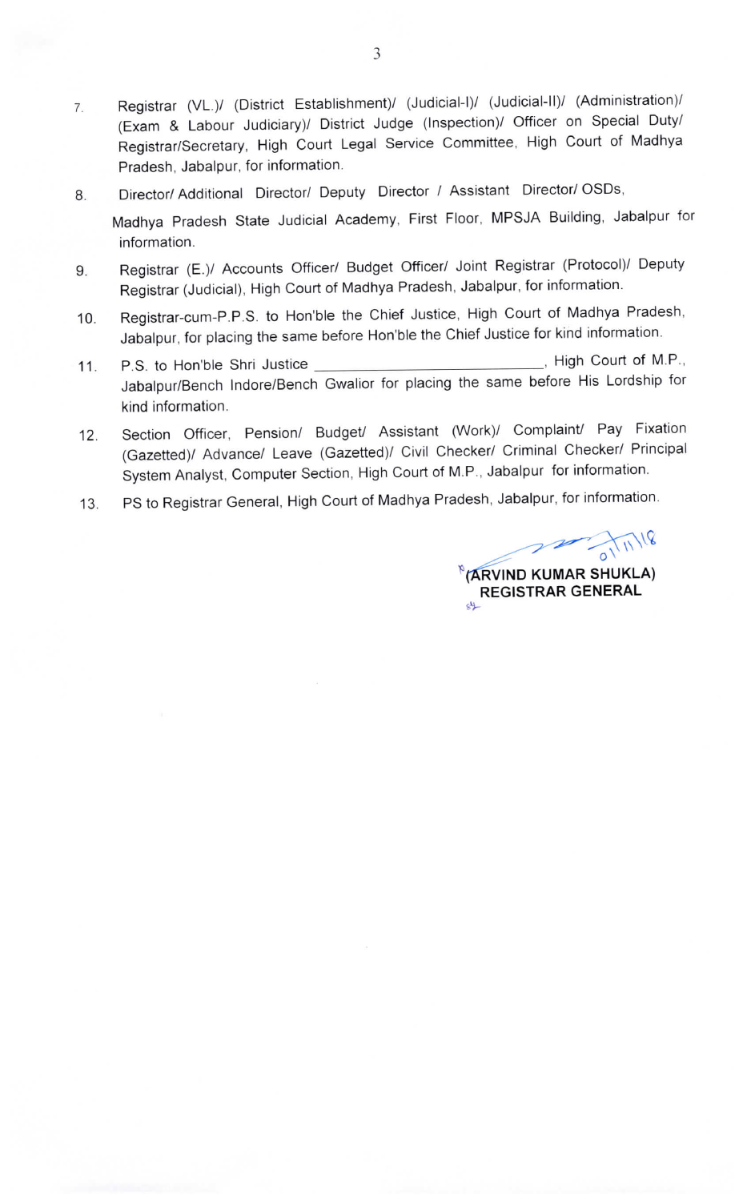7. Registrar (VL.)/ (District Establishment)/ (Judicial-I)/ (Judicial-II)/ (Administration)/ (Exam & Labour Judiciary)/ District Judge (Inspection)/ Officer on Special Duty/ Registrar/Secretary, High Court Legal Service Committee, High Court of Madhya Pradesh, Jabalpur, for information.

8. Director/ Additional Director/ Deputy Director / Assistant Director/ OSDs, Madhya Pradesh State Judicial Academy, First Floor, MPSJA Building, Jabalpur for information.

9. Registrar (E.)/ Accounts Officer/ Budget Officer/ Joint Registrar (Protocol)/ Deputy Registrar (Judicial), High Court of Madhya Pradesh, Jabalpur, for information.

10. Registrar-cum-P.P.S. to Hon'ble the Chief Justice, High Court of Madhya Pradesh, Jabalpur, for placing the same before Hon'ble the Chief Justice for kind information.

11. P.S. to Hon'ble Shri Justice ____________________, High Court of M.P., Jabalpur/Bench Indore/Bench Gwalior for placing the same before His Lordship for kind information.

12. Section Officer, Pension/ Budget/ Assistant (Work)/ Complaint/ Pay Fixation (Gazetted)/ Advance/ Leave (Gazetted)/ Civil Checker/ Criminal Checker/ Principal System Analyst, Computer Section, High Court of M.P., Jabalpur for information.

13. PS to Registrar General, High Court of Madhya Pradesh, Jabalpur, for information.

01/11/18

**(ARVIND KUMAR SHUKLA)**
**REGISTRAR GENERAL**